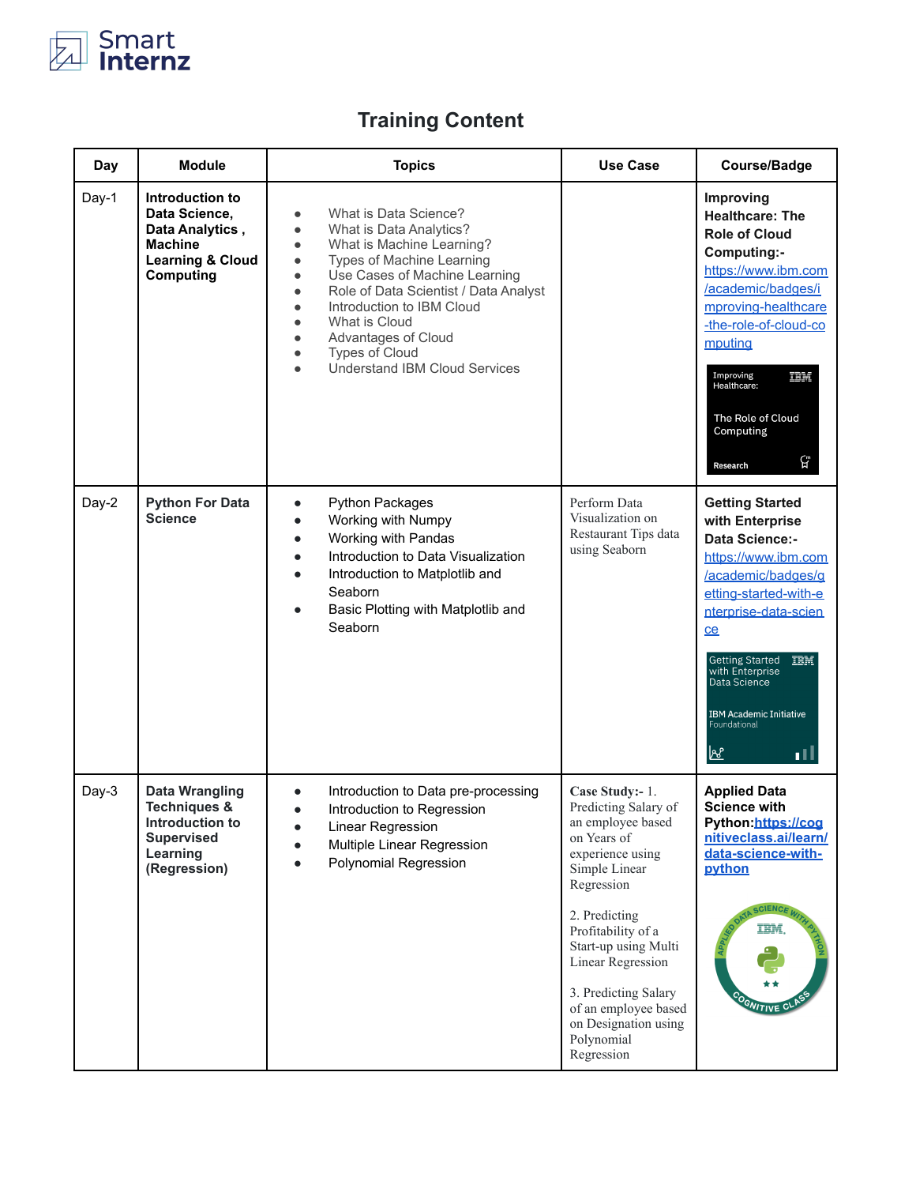Smart Internz

# Training Content

| Day | Module | Topics | Use Case | Course/Badge |
|---|---|---|---|---|
| Day-1 | **Introduction to Data Science, Data Analytics , Machine Learning & Cloud Computing** | • What is Data Science?<br>• What is Data Analytics?<br>• What is Machine Learning?<br>• Types of Machine Learning<br>• Use Cases of Machine Learning<br>• Role of Data Scientist / Data Analyst<br>• Introduction to IBM Cloud<br>• What is Cloud<br>• Advantages of Cloud<br>• Types of Cloud<br>• Understand IBM Cloud Services | | **Improving Healthcare: The Role of Cloud Computing:-** https://www.ibm.com/academic/badges/improving-healthcare-the-role-of-cloud-computing<br>Improving Healthcare: The Role of Cloud Computing IBM Research |
| Day-2 | **Python For Data Science** | • Python Packages<br>• Working with Numpy<br>• Working with Pandas<br>• Introduction to Data Visualization<br>• Introduction to Matplotlib and Seaborn<br>• Basic Plotting with Matplotlib and Seaborn | Perform Data Visualization on Restaurant Tips data using Seaborn | **Getting Started with Enterprise Data Science:-** https://www.ibm.com/academic/badges/getting-started-with-enterprise-data-science<br>Getting Started with Enterprise Data Science IBM IBM Academic Initiative Foundational |
| Day-3 | **Data Wrangling Techniques & Introduction to Supervised Learning (Regression)** | • Introduction to Data pre-processing<br>• Introduction to Regression<br>• Linear Regression<br>• Multiple Linear Regression<br>• Polynomial Regression | **Case Study:-** 1. Predicting Salary of an employee based on Years of experience using Simple Linear Regression<br><br>2. Predicting Profitability of a Start-up using Multi Linear Regression<br><br>3. Predicting Salary of an employee based on Designation using Polynomial Regression | **Applied Data Science with Python:**https://cognitiveclass.ai/learn/data-science-with-python<br>Applied Data Science with Python IBM Cognitive Class |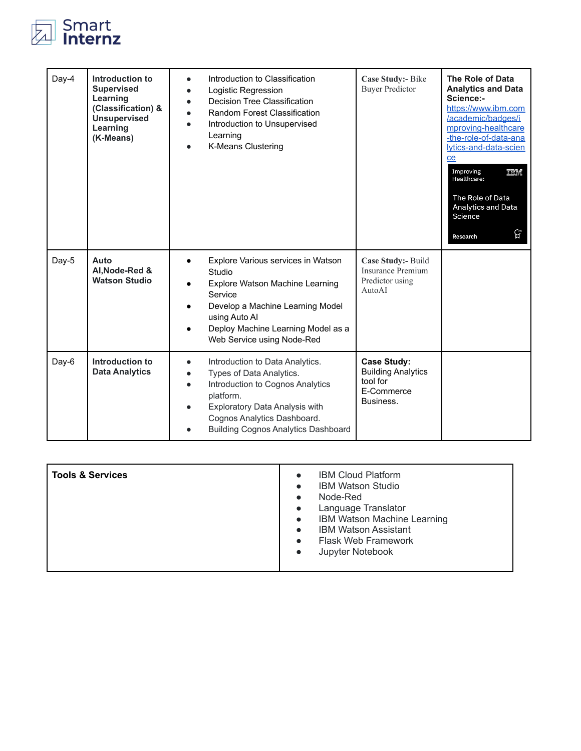| | | | | |
|---|---|---|---|---|
| Day-4 | **Introduction to Supervised Learning (Classification) & Unsupervised Learning (K-Means)** | • Introduction to Classification<br>• Logistic Regression<br>• Decision Tree Classification<br>• Random Forest Classification<br>• Introduction to Unsupervised Learning<br>• K-Means Clustering | **Case Study:-** Bike Buyer Predictor | **The Role of Data Analytics and Data Science:-** https://www.ibm.com/academic/badges/improving-healthcare-the-role-of-data-analytics-and-data-science<br>Improving Healthcare: The Role of Data Analytics and Data Science Research IBM |
| Day-5 | **Auto AI,Node-Red & Watson Studio** | • Explore Various services in Watson Studio<br>• Explore Watson Machine Learning Service<br>• Develop a Machine Learning Model using Auto AI<br>• Deploy Machine Learning Model as a Web Service using Node-Red | **Case Study:-** Build Insurance Premium Predictor using AutoAI | |
| Day-6 | **Introduction to Data Analytics** | • Introduction to Data Analytics.<br>• Types of Data Analytics.<br>• Introduction to Cognos Analytics platform.<br>• Exploratory Data Analysis with Cognos Analytics Dashboard.<br>• Building Cognos Analytics Dashboard | **Case Study:** Building Analytics tool for E-Commerce Business. | |

| | |
|---|---|
| **Tools & Services** | • IBM Cloud Platform<br>• IBM Watson Studio<br>• Node-Red<br>• Language Translator<br>• IBM Watson Machine Learning<br>• IBM Watson Assistant<br>• Flask Web Framework<br>• Jupyter Notebook |